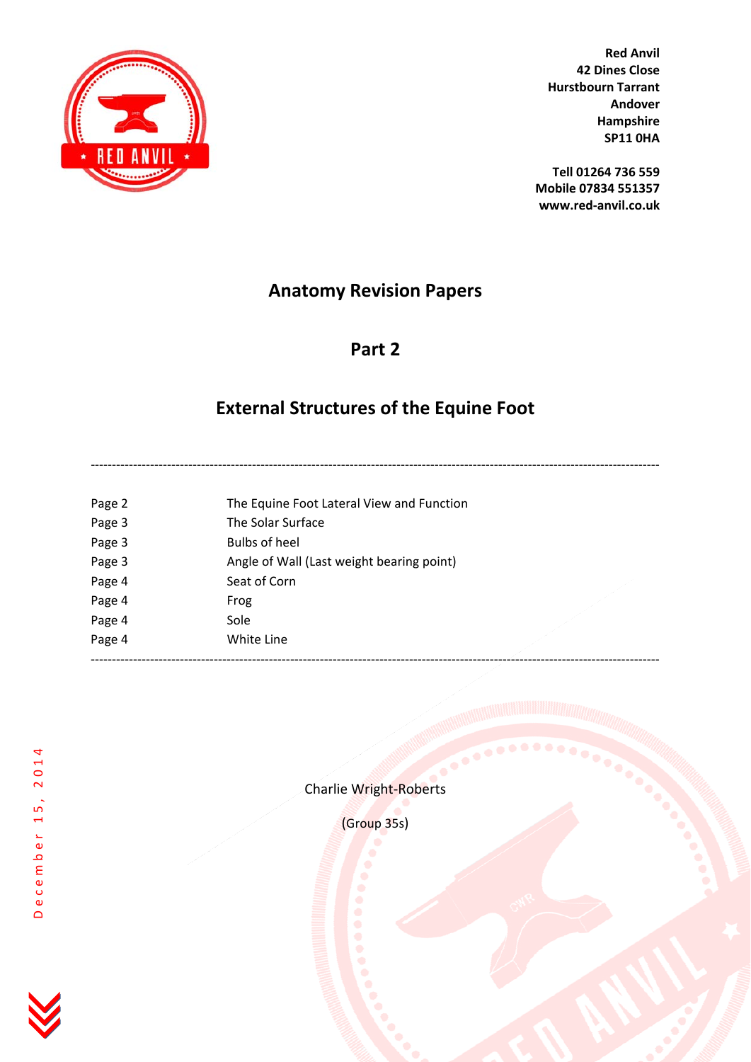Red Anvil
42 Dines Close
Hurstbourn Tarrant
Andover
Hampshire
SP11 0HA

Tell 01264 736 559
Mobile 07834 551357
www.red-anvil.co.uk

# Anatomy Revision Papers

## Part 2

## External Structures of the Equine Foot

---

| | |
|---|---|
| Page 2 | The Equine Foot Lateral View and Function |
| Page 3 | The Solar Surface |
| Page 3 | Bulbs of heel |
| Page 3 | Angle of Wall (Last weight bearing point) |
| Page 4 | Seat of Corn |
| Page 4 | Frog |
| Page 4 | Sole |
| Page 4 | White Line |

---

Charlie Wright-Roberts

(Group 35s)

December 15, 2014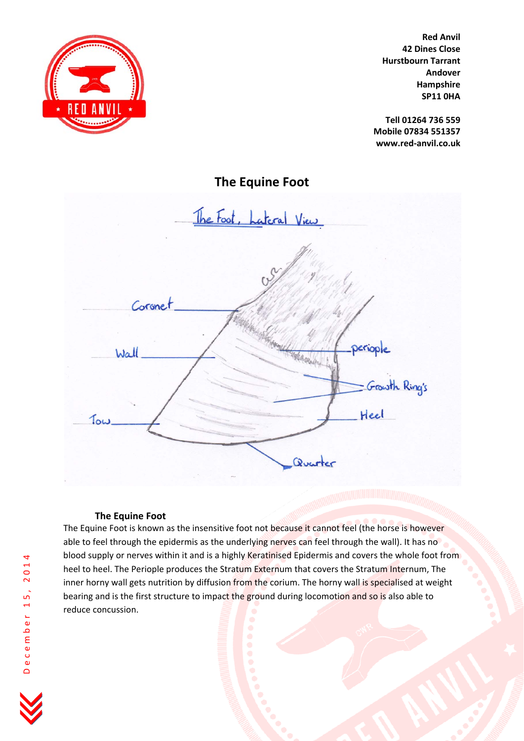Red Anvil
42 Dines Close
Hurstbourn Tarrant
Andover
Hampshire
SP11 0HA

Tell 01264 736 559
Mobile 07834 551357
www.red-anvil.co.uk

# The Equine Foot

The Foot, Lateral View

Coronet

Wall

Tow

periople

Growth Ring's

Heel

Quarter

### The Equine Foot

The Equine Foot is known as the insensitive foot not because it cannot feel (the horse is however able to feel through the epidermis as the underlying nerves can feel through the wall). It has no blood supply or nerves within it and is a highly Keratinised Epidermis and covers the whole foot from heel to heel. The Periople produces the Stratum Externum that covers the Stratum Internum, The inner horny wall gets nutrition by diffusion from the corium. The horny wall is specialised at weight bearing and is the first structure to impact the ground during locomotion and so is also able to reduce concussion.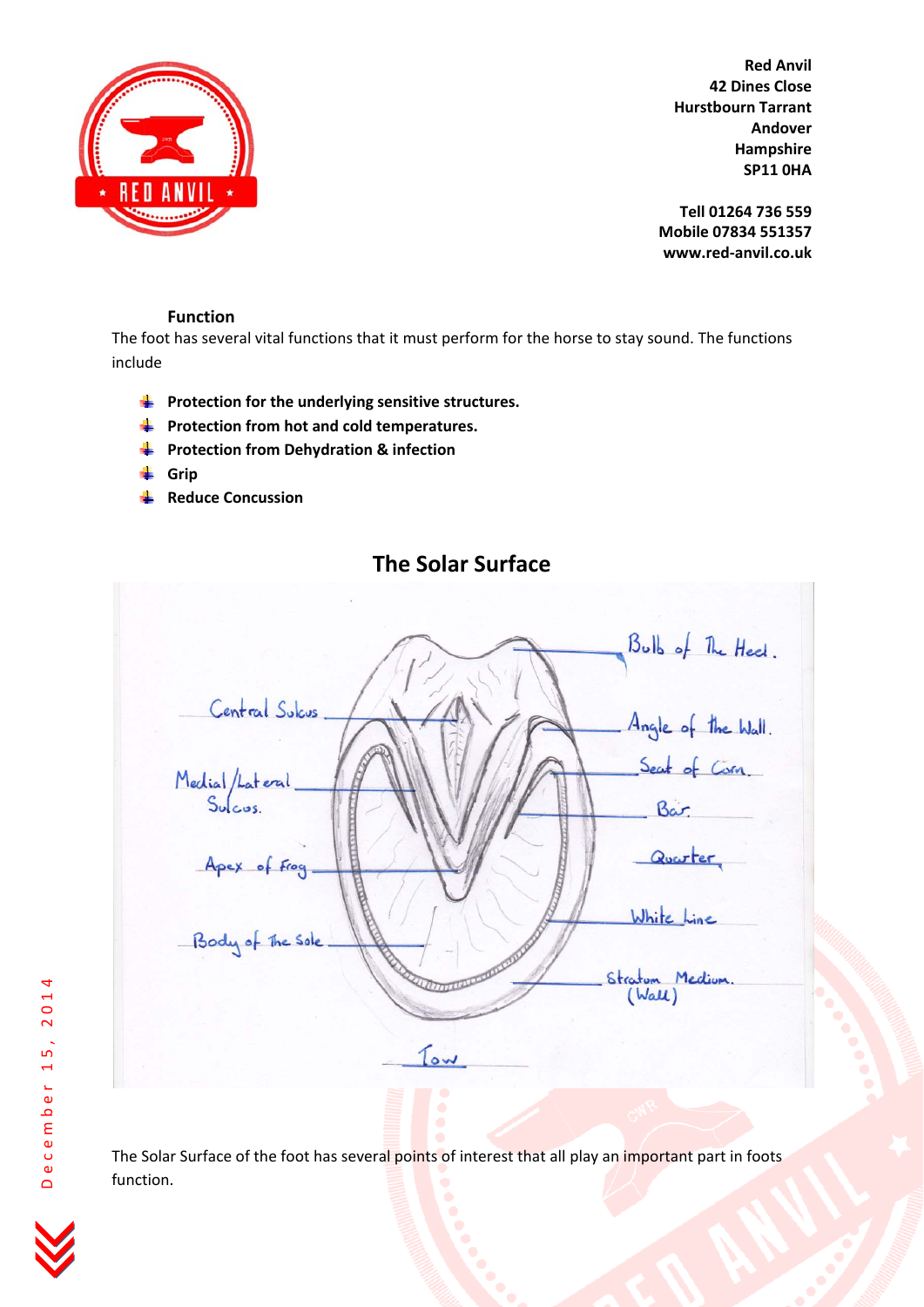Red Anvil
42 Dines Close
Hurstbourn Tarrant
Andover
Hampshire
SP11 0HA

Tell 01264 736 559
Mobile 07834 551357
www.red-anvil.co.uk

### Function

The foot has several vital functions that it must perform for the horse to stay sound. The functions include

- **Protection for the underlying sensitive structures.**
- **Protection from hot and cold temperatures.**
- **Protection from Dehydration & infection**
- **Grip**
- **Reduce Concussion**

## The Solar Surface

Bulb of The Heel.
Central Sulcus
Angle of the Wall.
Seat of Corn.
Medial/Lateral Sulcus.
Bar.
Apex of Frog
Quarter
White Line
Body of The Sole
Stratum Medium. (Wall)
Toe

The Solar Surface of the foot has several points of interest that all play an important part in foots function.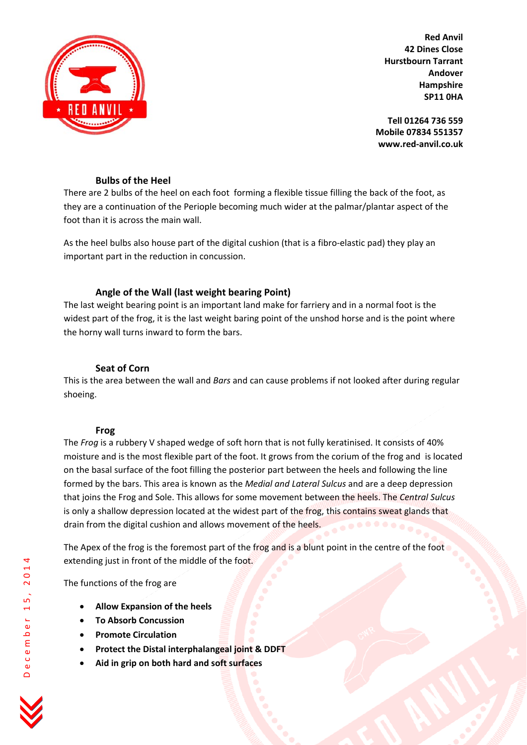**Red Anvil**
**42 Dines Close**
**Hurstbourn Tarrant**
**Andover**
**Hampshire**
**SP11 0HA**

**Tell 01264 736 559**
**Mobile 07834 551357**
**www.red-anvil.co.uk**

### Bulbs of the Heel

There are 2 bulbs of the heel on each foot forming a flexible tissue filling the back of the foot, as they are a continuation of the Periople becoming much wider at the palmar/plantar aspect of the foot than it is across the main wall.

As the heel bulbs also house part of the digital cushion (that is a fibro-elastic pad) they play an important part in the reduction in concussion.

### Angle of the Wall (last weight bearing Point)

The last weight bearing point is an important land make for farriery and in a normal foot is the widest part of the frog, it is the last weight baring point of the unshod horse and is the point where the horny wall turns inward to form the bars.

### Seat of Corn

This is the area between the wall and *Bars* and can cause problems if not looked after during regular shoeing.

### Frog

The *Frog* is a rubbery V shaped wedge of soft horn that is not fully keratinised. It consists of 40% moisture and is the most flexible part of the foot. It grows from the corium of the frog and is located on the basal surface of the foot filling the posterior part between the heels and following the line formed by the bars. This area is known as the *Medial and Lateral Sulcus* and are a deep depression that joins the Frog and Sole. This allows for some movement between the heels. The *Central Sulcus* is only a shallow depression located at the widest part of the frog, this contains sweat glands that drain from the digital cushion and allows movement of the heels.

The Apex of the frog is the foremost part of the frog and is a blunt point in the centre of the foot extending just in front of the middle of the foot.

The functions of the frog are

- **Allow Expansion of the heels**
- **To Absorb Concussion**
- **Promote Circulation**
- **Protect the Distal interphalangeal joint & DDFT**
- **Aid in grip on both hard and soft surfaces**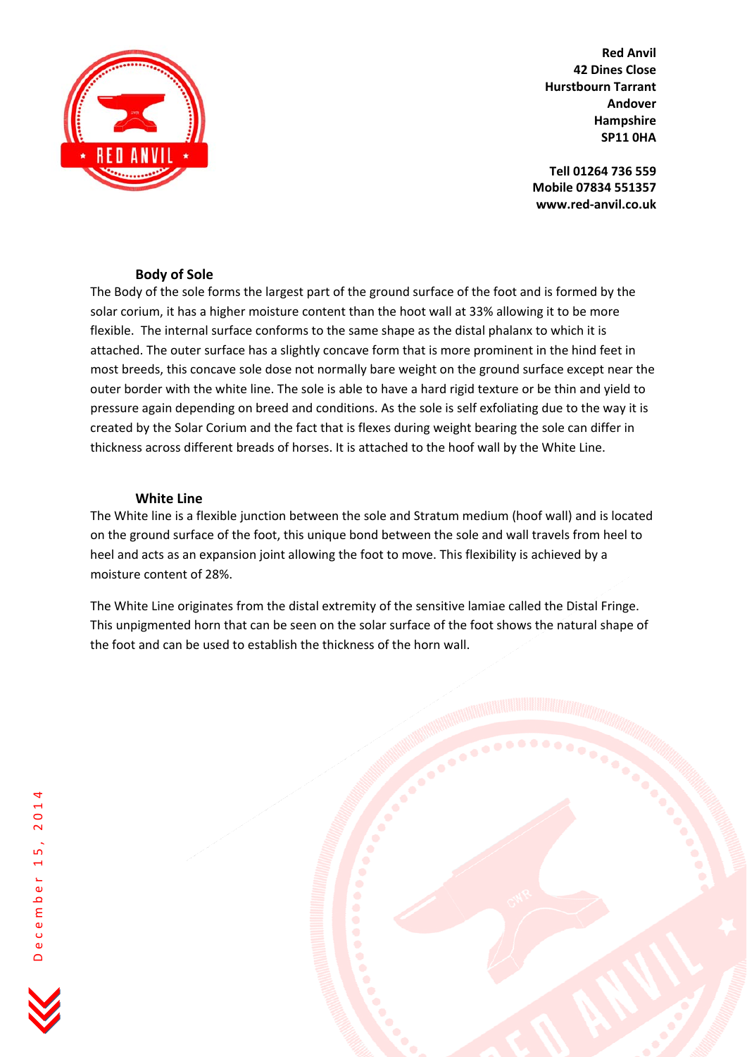Red Anvil
42 Dines Close
Hurstbourn Tarrant
Andover
Hampshire
SP11 0HA

Tell 01264 736 559
Mobile 07834 551357
www.red-anvil.co.uk

### Body of Sole

The Body of the sole forms the largest part of the ground surface of the foot and is formed by the solar corium, it has a higher moisture content than the hoot wall at 33% allowing it to be more flexible. The internal surface conforms to the same shape as the distal phalanx to which it is attached. The outer surface has a slightly concave form that is more prominent in the hind feet in most breeds, this concave sole dose not normally bare weight on the ground surface except near the outer border with the white line. The sole is able to have a hard rigid texture or be thin and yield to pressure again depending on breed and conditions. As the sole is self exfoliating due to the way it is created by the Solar Corium and the fact that is flexes during weight bearing the sole can differ in thickness across different breads of horses. It is attached to the hoof wall by the White Line.

### White Line

The White line is a flexible junction between the sole and Stratum medium (hoof wall) and is located on the ground surface of the foot, this unique bond between the sole and wall travels from heel to heel and acts as an expansion joint allowing the foot to move. This flexibility is achieved by a moisture content of 28%.

The White Line originates from the distal extremity of the sensitive lamiae called the Distal Fringe. This unpigmented horn that can be seen on the solar surface of the foot shows the natural shape of the foot and can be used to establish the thickness of the horn wall.

December 15, 2014